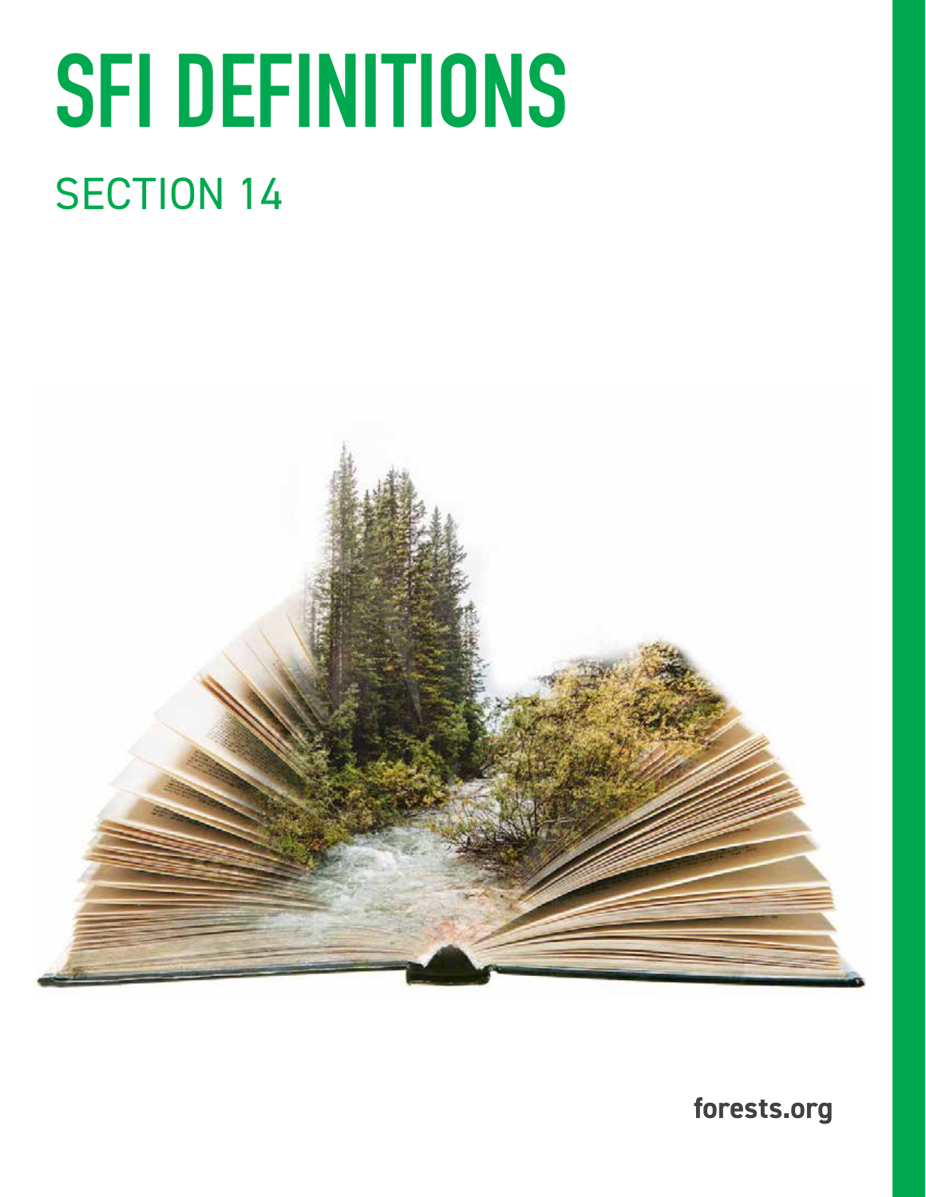# SFI DEFINITIONS

## SECTION 14

forests.org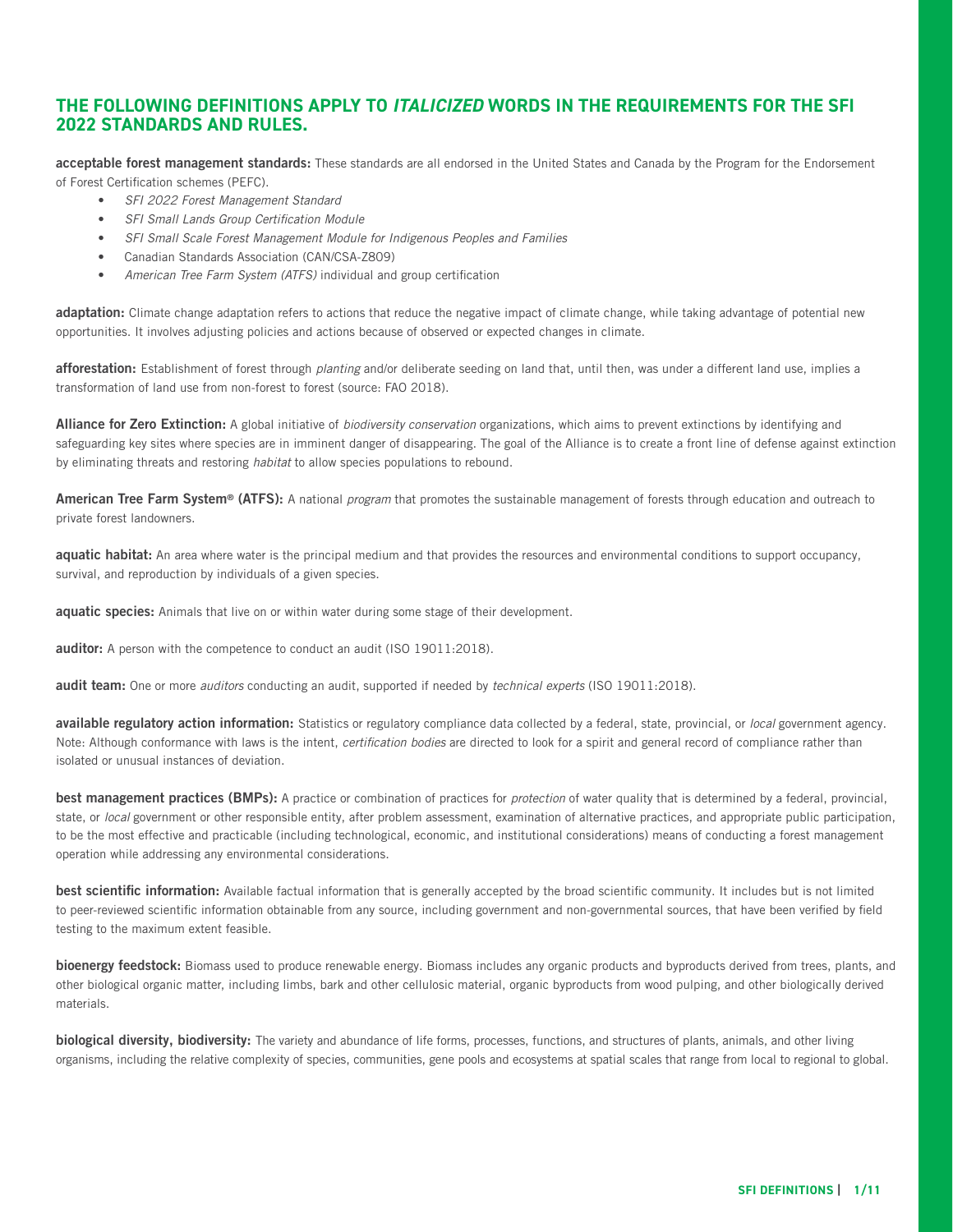## THE FOLLOWING DEFINITIONS APPLY TO *ITALICIZED* WORDS IN THE REQUIREMENTS FOR THE SFI 2022 STANDARDS AND RULES.

**acceptable forest management standards:** These standards are all endorsed in the United States and Canada by the Program for the Endorsement of Forest Certification schemes (PEFC).

- *SFI 2022 Forest Management Standard*
- *SFI Small Lands Group Certification Module*
- *SFI Small Scale Forest Management Module for Indigenous Peoples and Families*
- Canadian Standards Association (CAN/CSA-Z809)
- *American Tree Farm System (ATFS)* individual and group certification

**adaptation:** Climate change adaptation refers to actions that reduce the negative impact of climate change, while taking advantage of potential new opportunities. It involves adjusting policies and actions because of observed or expected changes in climate.

**afforestation:** Establishment of forest through *planting* and/or deliberate seeding on land that, until then, was under a different land use, implies a transformation of land use from non-forest to forest (source: FAO 2018).

**Alliance for Zero Extinction:** A global initiative of *biodiversity conservation* organizations, which aims to prevent extinctions by identifying and safeguarding key sites where species are in imminent danger of disappearing. The goal of the Alliance is to create a front line of defense against extinction by eliminating threats and restoring *habitat* to allow species populations to rebound.

**American Tree Farm System® (ATFS):** A national *program* that promotes the sustainable management of forests through education and outreach to private forest landowners.

**aquatic habitat:** An area where water is the principal medium and that provides the resources and environmental conditions to support occupancy, survival, and reproduction by individuals of a given species.

**aquatic species:** Animals that live on or within water during some stage of their development.

**auditor:** A person with the competence to conduct an audit (ISO 19011:2018).

**audit team:** One or more *auditors* conducting an audit, supported if needed by *technical experts* (ISO 19011:2018).

**available regulatory action information:** Statistics or regulatory compliance data collected by a federal, state, provincial, or *local* government agency. Note: Although conformance with laws is the intent, *certification bodies* are directed to look for a spirit and general record of compliance rather than isolated or unusual instances of deviation.

**best management practices (BMPs):** A practice or combination of practices for *protection* of water quality that is determined by a federal, provincial, state, or *local* government or other responsible entity, after problem assessment, examination of alternative practices, and appropriate public participation, to be the most effective and practicable (including technological, economic, and institutional considerations) means of conducting a forest management operation while addressing any environmental considerations.

**best scientific information:** Available factual information that is generally accepted by the broad scientific community. It includes but is not limited to peer-reviewed scientific information obtainable from any source, including government and non-governmental sources, that have been verified by field testing to the maximum extent feasible.

**bioenergy feedstock:** Biomass used to produce renewable energy. Biomass includes any organic products and byproducts derived from trees, plants, and other biological organic matter, including limbs, bark and other cellulosic material, organic byproducts from wood pulping, and other biologically derived materials.

**biological diversity, biodiversity:** The variety and abundance of life forms, processes, functions, and structures of plants, animals, and other living organisms, including the relative complexity of species, communities, gene pools and ecosystems at spatial scales that range from local to regional to global.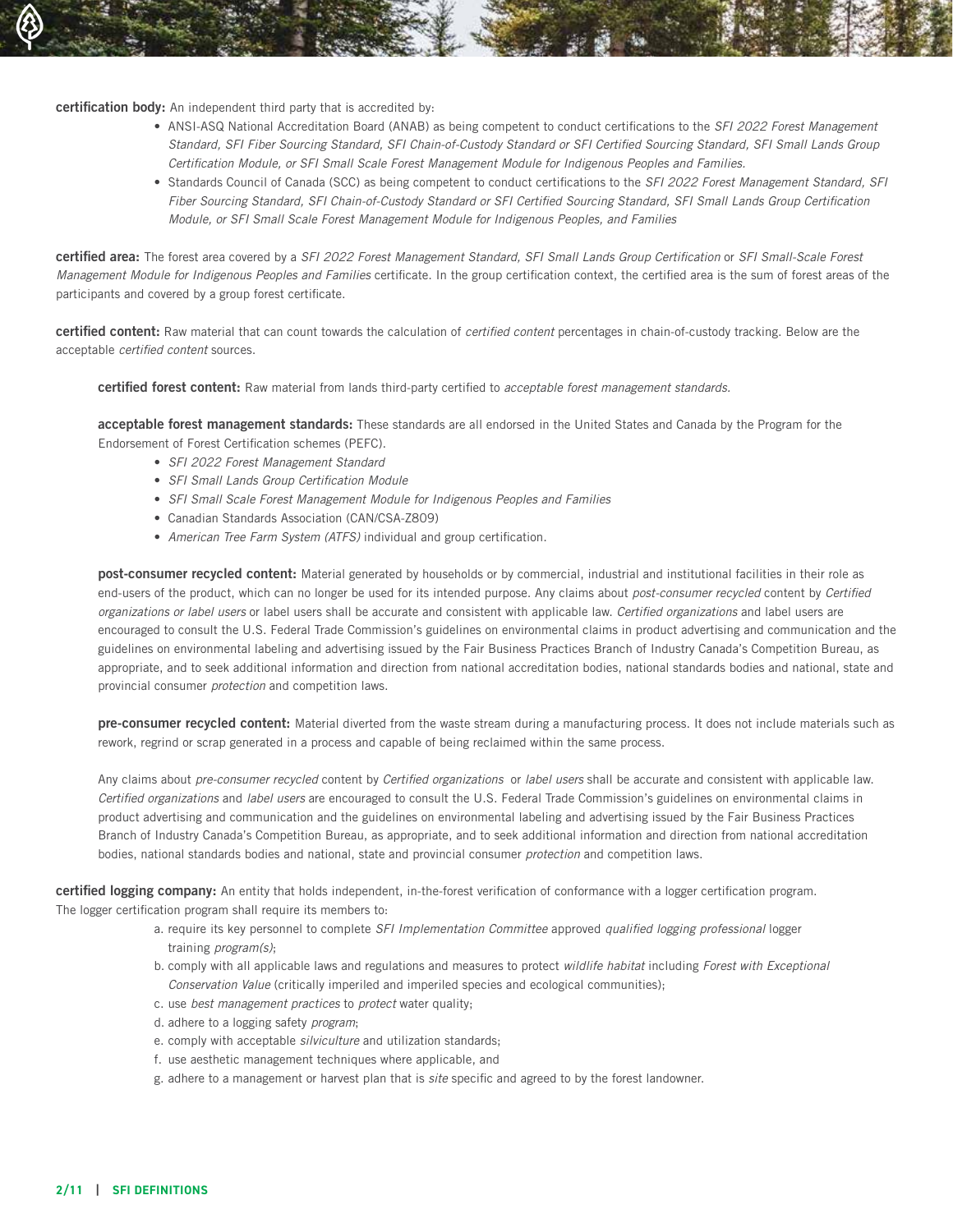**certification body:** An independent third party that is accredited by:

- ANSI-ASQ National Accreditation Board (ANAB) as being competent to conduct certifications to the *SFI 2022 Forest Management Standard, SFI Fiber Sourcing Standard, SFI Chain-of-Custody Standard or SFI Certified Sourcing Standard, SFI Small Lands Group Certification Module, or SFI Small Scale Forest Management Module for Indigenous Peoples and Families.*
- Standards Council of Canada (SCC) as being competent to conduct certifications to the *SFI 2022 Forest Management Standard, SFI Fiber Sourcing Standard, SFI Chain-of-Custody Standard or SFI Certified Sourcing Standard, SFI Small Lands Group Certification Module, or SFI Small Scale Forest Management Module for Indigenous Peoples, and Families*

**certified area:** The forest area covered by a *SFI 2022 Forest Management Standard, SFI Small Lands Group Certification* or *SFI Small-Scale Forest Management Module for Indigenous Peoples and Families* certificate. In the group certification context, the certified area is the sum of forest areas of the participants and covered by a group forest certificate.

**certified content:** Raw material that can count towards the calculation of *certified content* percentages in chain-of-custody tracking. Below are the acceptable *certified content* sources.

**certified forest content:** Raw material from lands third-party certified to *acceptable forest management standards.*

**acceptable forest management standards:** These standards are all endorsed in the United States and Canada by the Program for the Endorsement of Forest Certification schemes (PEFC).

- *SFI 2022 Forest Management Standard*
- *SFI Small Lands Group Certification Module*
- *SFI Small Scale Forest Management Module for Indigenous Peoples and Families*
- Canadian Standards Association (CAN/CSA-Z809)
- *American Tree Farm System (ATFS)* individual and group certification.

**post-consumer recycled content:** Material generated by households or by commercial, industrial and institutional facilities in their role as end-users of the product, which can no longer be used for its intended purpose. Any claims about *post-consumer recycled* content by *Certified organizations or label users* or label users shall be accurate and consistent with applicable law. *Certified organizations* and label users are encouraged to consult the U.S. Federal Trade Commission's guidelines on environmental claims in product advertising and communication and the guidelines on environmental labeling and advertising issued by the Fair Business Practices Branch of Industry Canada's Competition Bureau, as appropriate, and to seek additional information and direction from national accreditation bodies, national standards bodies and national, state and provincial consumer *protection* and competition laws.

**pre-consumer recycled content:** Material diverted from the waste stream during a manufacturing process. It does not include materials such as rework, regrind or scrap generated in a process and capable of being reclaimed within the same process.

Any claims about *pre-consumer recycled* content by *Certified organizations* or *label users* shall be accurate and consistent with applicable law. *Certified organizations* and *label users* are encouraged to consult the U.S. Federal Trade Commission's guidelines on environmental claims in product advertising and communication and the guidelines on environmental labeling and advertising issued by the Fair Business Practices Branch of Industry Canada's Competition Bureau, as appropriate, and to seek additional information and direction from national accreditation bodies, national standards bodies and national, state and provincial consumer *protection* and competition laws.

**certified logging company:** An entity that holds independent, in-the-forest verification of conformance with a logger certification program. The logger certification program shall require its members to:

a. require its key personnel to complete *SFI Implementation Committee* approved *qualified logging professional* logger training *program(s)*;
b. comply with all applicable laws and regulations and measures to protect *wildlife habitat* including *Forest with Exceptional Conservation Value* (critically imperiled and imperiled species and ecological communities);
c. use *best management practices* to *protect* water quality;
d. adhere to a logging safety *program*;
e. comply with acceptable *silviculture* and utilization standards;
f. use aesthetic management techniques where applicable, and
g. adhere to a management or harvest plan that is *site* specific and agreed to by the forest landowner.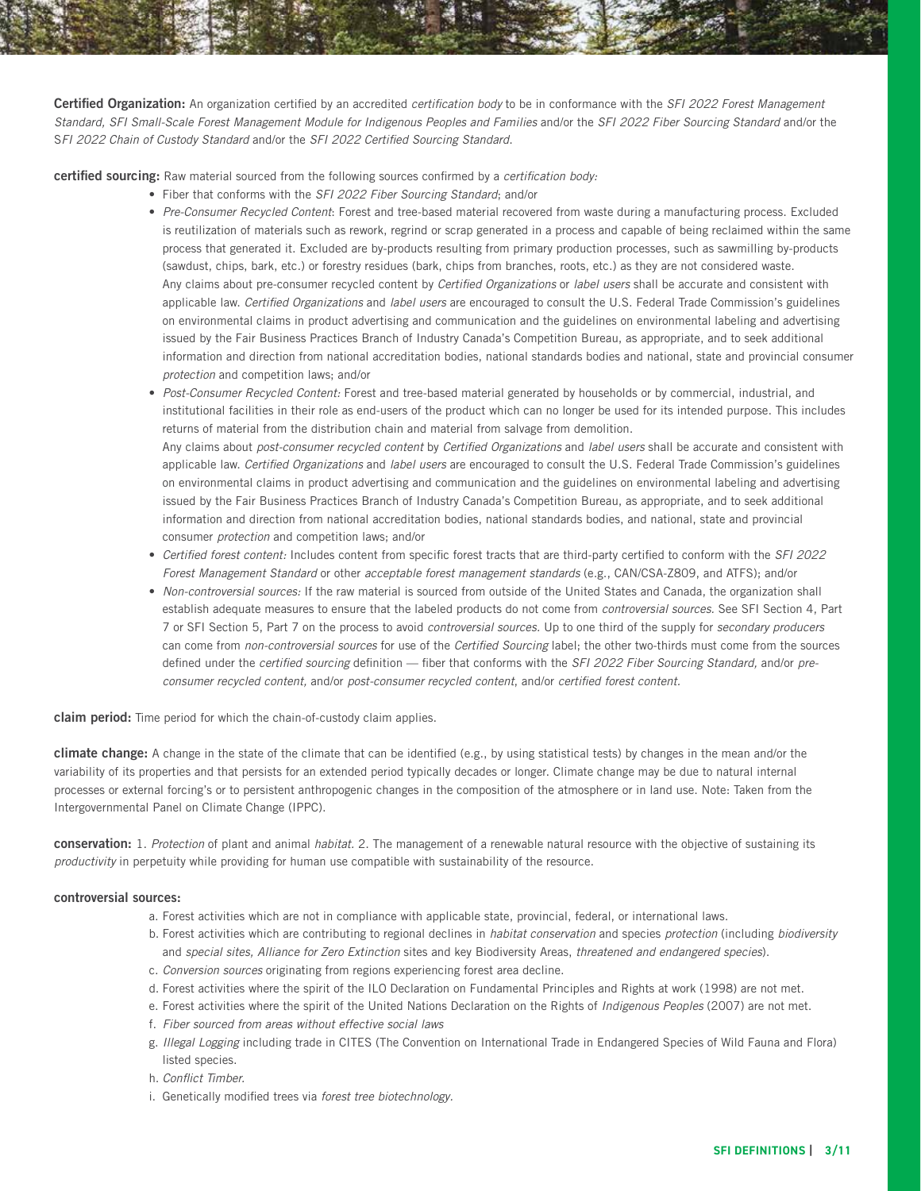**Certified Organization:** An organization certified by an accredited *certification body* to be in conformance with the *SFI 2022 Forest Management Standard, SFI Small-Scale Forest Management Module for Indigenous Peoples and Families* and/or the *SFI 2022 Fiber Sourcing Standard* and/or the S*FI 2022 Chain of Custody Standard* and/or the *SFI 2022 Certified Sourcing Standard.*

**certified sourcing:** Raw material sourced from the following sources confirmed by a *certification body:*

- Fiber that conforms with the *SFI 2022 Fiber Sourcing Standard*; and/or
- *Pre-Consumer Recycled Content*: Forest and tree-based material recovered from waste during a manufacturing process. Excluded is reutilization of materials such as rework, regrind or scrap generated in a process and capable of being reclaimed within the same process that generated it. Excluded are by-products resulting from primary production processes, such as sawmilling by-products (sawdust, chips, bark, etc.) or forestry residues (bark, chips from branches, roots, etc.) as they are not considered waste.
  Any claims about pre-consumer recycled content by *Certified Organizations* or *label users* shall be accurate and consistent with applicable law. *Certified Organizations* and *label users* are encouraged to consult the U.S. Federal Trade Commission's guidelines on environmental claims in product advertising and communication and the guidelines on environmental labeling and advertising issued by the Fair Business Practices Branch of Industry Canada's Competition Bureau, as appropriate, and to seek additional information and direction from national accreditation bodies, national standards bodies and national, state and provincial consumer *protection* and competition laws; and/or
- *Post-Consumer Recycled Content:* Forest and tree-based material generated by households or by commercial, industrial, and institutional facilities in their role as end-users of the product which can no longer be used for its intended purpose. This includes returns of material from the distribution chain and material from salvage from demolition.
  Any claims about *post-consumer recycled content* by *Certified Organizations* and *label users* shall be accurate and consistent with applicable law. *Certified Organizations* and *label users* are encouraged to consult the U.S. Federal Trade Commission's guidelines on environmental claims in product advertising and communication and the guidelines on environmental labeling and advertising issued by the Fair Business Practices Branch of Industry Canada's Competition Bureau, as appropriate, and to seek additional information and direction from national accreditation bodies, national standards bodies, and national, state and provincial consumer *protection* and competition laws; and/or
- *Certified forest content:* Includes content from specific forest tracts that are third-party certified to conform with the *SFI 2022 Forest Management Standard* or other *acceptable forest management standards* (e.g., CAN/CSA-Z809, and ATFS); and/or
- *Non-controversial sources:* If the raw material is sourced from outside of the United States and Canada, the organization shall establish adequate measures to ensure that the labeled products do not come from *controversial sources.* See SFI Section 4, Part 7 or SFI Section 5, Part 7 on the process to avoid *controversial sources.* Up to one third of the supply for *secondary producers* can come from *non-controversial sources* for use of the *Certified Sourcing* label; the other two-thirds must come from the sources defined under the *certified sourcing* definition — fiber that conforms with the *SFI 2022 Fiber Sourcing Standard,* and/or *pre-consumer recycled content,* and/or *post-consumer recycled content*, and/or *certified forest content.*

**claim period:** Time period for which the chain-of-custody claim applies.

**climate change:** A change in the state of the climate that can be identified (e.g., by using statistical tests) by changes in the mean and/or the variability of its properties and that persists for an extended period typically decades or longer. Climate change may be due to natural internal processes or external forcing's or to persistent anthropogenic changes in the composition of the atmosphere or in land use. Note: Taken from the Intergovernmental Panel on Climate Change (IPPC).

**conservation:** 1. *Protection* of plant and animal *habitat.* 2. The management of a renewable natural resource with the objective of sustaining its *productivity* in perpetuity while providing for human use compatible with sustainability of the resource.

**controversial sources:**

a. Forest activities which are not in compliance with applicable state, provincial, federal, or international laws.
b. Forest activities which are contributing to regional declines in *habitat conservation* and species *protection* (including *biodiversity* and *special sites, Alliance for Zero Extinction* sites and key Biodiversity Areas, *threatened and endangered species*).
c. *Conversion sources* originating from regions experiencing forest area decline.
d. Forest activities where the spirit of the ILO Declaration on Fundamental Principles and Rights at work (1998) are not met.
e. Forest activities where the spirit of the United Nations Declaration on the Rights of *Indigenous Peoples* (2007) are not met.
f. *Fiber sourced from areas without effective social laws*
g. *Illegal Logging* including trade in CITES (The Convention on International Trade in Endangered Species of Wild Fauna and Flora) listed species.
h. *Conflict Timber.*
i. Genetically modified trees via *forest tree biotechnology.*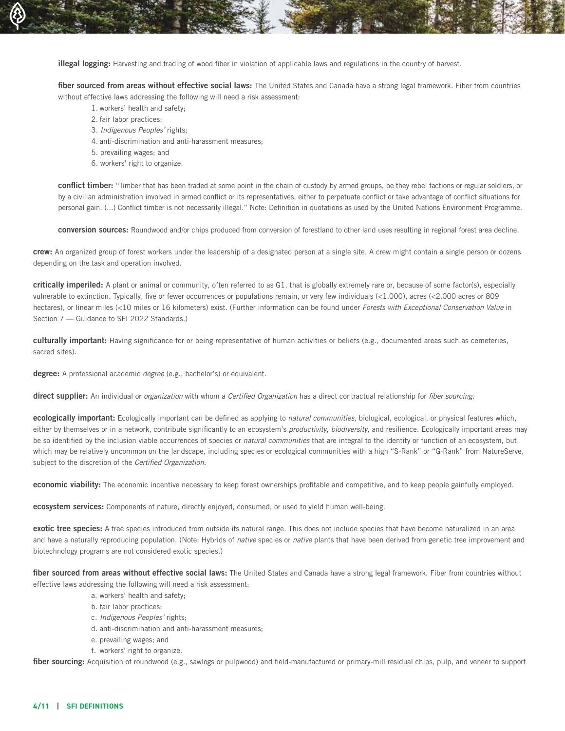**illegal logging:** Harvesting and trading of wood fiber in violation of applicable laws and regulations in the country of harvest.

**fiber sourced from areas without effective social laws:** The United States and Canada have a strong legal framework. Fiber from countries without effective laws addressing the following will need a risk assessment:

1. workers' health and safety;
2. fair labor practices;
3. *Indigenous Peoples'* rights;
4. anti-discrimination and anti-harassment measures;
5. prevailing wages; and
6. workers' right to organize.

**conflict timber:** "Timber that has been traded at some point in the chain of custody by armed groups, be they rebel factions or regular soldiers, or by a civilian administration involved in armed conflict or its representatives, either to perpetuate conflict or take advantage of conflict situations for personal gain. (...) Conflict timber is not necessarily illegal." Note: Definition in quotations as used by the United Nations Environment Programme.

**conversion sources:** Roundwood and/or chips produced from conversion of forestland to other land uses resulting in regional forest area decline.

**crew:** An organized group of forest workers under the leadership of a designated person at a single site. A crew might contain a single person or dozens depending on the task and operation involved.

**critically imperiled:** A plant or animal or community, often referred to as G1, that is globally extremely rare or, because of some factor(s), especially vulnerable to extinction. Typically, five or fewer occurrences or populations remain, or very few individuals (<1,000), acres (<2,000 acres or 809 hectares), or linear miles (<10 miles or 16 kilometers) exist. (Further information can be found under *Forests with Exceptional Conservation Value* in Section 7 — Guidance to SFI 2022 Standards.)

**culturally important:** Having significance for or being representative of human activities or beliefs (e.g., documented areas such as cemeteries, sacred sites).

**degree:** A professional academic *degree* (e.g., bachelor's) or equivalent.

**direct supplier:** An individual or *organization* with whom a *Certified Organization* has a direct contractual relationship for *fiber sourcing*.

**ecologically important:** Ecologically important can be defined as applying to *natural communities*, biological, ecological, or physical features which, either by themselves or in a network, contribute significantly to an ecosystem's *productivity*, *biodiversity,* and resilience. Ecologically important areas may be so identified by the inclusion viable occurrences of species or *natural communities* that are integral to the identity or function of an ecosystem, but which may be relatively uncommon on the landscape, including species or ecological communities with a high "S-Rank" or "G-Rank" from NatureServe, subject to the discretion of the *Certified Organization*.

**economic viability:** The economic incentive necessary to keep forest ownerships profitable and competitive, and to keep people gainfully employed.

**ecosystem services:** Components of nature, directly enjoyed, consumed, or used to yield human well-being.

**exotic tree species:** A tree species introduced from outside its natural range. This does not include species that have become naturalized in an area and have a naturally reproducing population. (Note: Hybrids of *native* species or *native* plants that have been derived from genetic tree improvement and biotechnology programs are not considered exotic species.)

**fiber sourced from areas without effective social laws:** The United States and Canada have a strong legal framework. Fiber from countries without effective laws addressing the following will need a risk assessment:

a. workers' health and safety;
b. fair labor practices;
c. *Indigenous Peoples'* rights;
d. anti-discrimination and anti-harassment measures;
e. prevailing wages; and
f. workers' right to organize.

**fiber sourcing:** Acquisition of roundwood (e.g., sawlogs or pulpwood) and field-manufactured or primary-mill residual chips, pulp, and veneer to support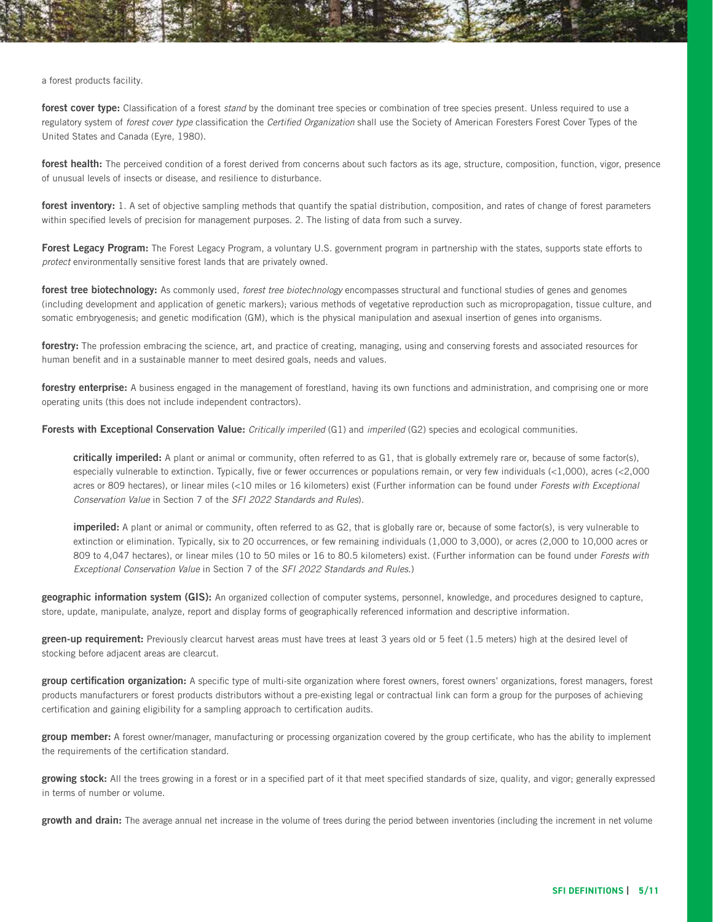a forest products facility.

**forest cover type:** Classification of a forest *stand* by the dominant tree species or combination of tree species present. Unless required to use a regulatory system of *forest cover type* classification the *Certified Organization* shall use the Society of American Foresters Forest Cover Types of the United States and Canada (Eyre, 1980).

**forest health:** The perceived condition of a forest derived from concerns about such factors as its age, structure, composition, function, vigor, presence of unusual levels of insects or disease, and resilience to disturbance.

**forest inventory:** 1. A set of objective sampling methods that quantify the spatial distribution, composition, and rates of change of forest parameters within specified levels of precision for management purposes. 2. The listing of data from such a survey.

**Forest Legacy Program:** The Forest Legacy Program, a voluntary U.S. government program in partnership with the states, supports state efforts to *protect* environmentally sensitive forest lands that are privately owned.

**forest tree biotechnology:** As commonly used, *forest tree biotechnology* encompasses structural and functional studies of genes and genomes (including development and application of genetic markers); various methods of vegetative reproduction such as micropropagation, tissue culture, and somatic embryogenesis; and genetic modification (GM), which is the physical manipulation and asexual insertion of genes into organisms.

**forestry:** The profession embracing the science, art, and practice of creating, managing, using and conserving forests and associated resources for human benefit and in a sustainable manner to meet desired goals, needs and values.

**forestry enterprise:** A business engaged in the management of forestland, having its own functions and administration, and comprising one or more operating units (this does not include independent contractors).

**Forests with Exceptional Conservation Value:** *Critically imperiled* (G1) and *imperiled* (G2) species and ecological communities.

> **critically imperiled:** A plant or animal or community, often referred to as G1, that is globally extremely rare or, because of some factor(s), especially vulnerable to extinction. Typically, five or fewer occurrences or populations remain, or very few individuals (<1,000), acres (<2,000 acres or 809 hectares), or linear miles (<10 miles or 16 kilometers) exist (Further information can be found under *Forests with Exceptional Conservation Value* in Section 7 of the *SFI 2022 Standards and Rules*).
>
> **imperiled:** A plant or animal or community, often referred to as G2, that is globally rare or, because of some factor(s), is very vulnerable to extinction or elimination. Typically, six to 20 occurrences, or few remaining individuals (1,000 to 3,000), or acres (2,000 to 10,000 acres or 809 to 4,047 hectares), or linear miles (10 to 50 miles or 16 to 80.5 kilometers) exist. (Further information can be found under *Forests with Exceptional Conservation Value* in Section 7 of the *SFI 2022 Standards and Rules.*)

**geographic information system (GIS):** An organized collection of computer systems, personnel, knowledge, and procedures designed to capture, store, update, manipulate, analyze, report and display forms of geographically referenced information and descriptive information.

**green-up requirement:** Previously clearcut harvest areas must have trees at least 3 years old or 5 feet (1.5 meters) high at the desired level of stocking before adjacent areas are clearcut.

**group certification organization:** A specific type of multi-site organization where forest owners, forest owners' organizations, forest managers, forest products manufacturers or forest products distributors without a pre-existing legal or contractual link can form a group for the purposes of achieving certification and gaining eligibility for a sampling approach to certification audits.

**group member:** A forest owner/manager, manufacturing or processing organization covered by the group certificate, who has the ability to implement the requirements of the certification standard.

**growing stock:** All the trees growing in a forest or in a specified part of it that meet specified standards of size, quality, and vigor; generally expressed in terms of number or volume.

**growth and drain:** The average annual net increase in the volume of trees during the period between inventories (including the increment in net volume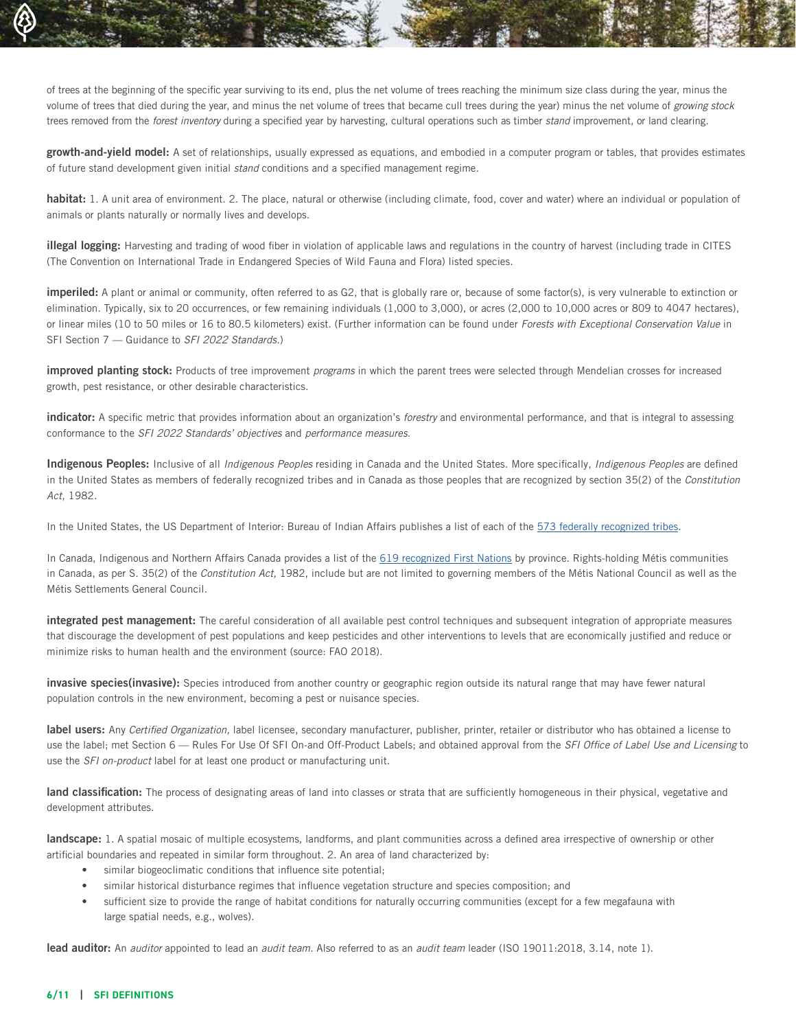of trees at the beginning of the specific year surviving to its end, plus the net volume of trees reaching the minimum size class during the year, minus the volume of trees that died during the year, and minus the net volume of trees that became cull trees during the year) minus the net volume of *growing stock* trees removed from the *forest inventory* during a specified year by harvesting, cultural operations such as timber *stand* improvement, or land clearing.

**growth-and-yield model:** A set of relationships, usually expressed as equations, and embodied in a computer program or tables, that provides estimates of future stand development given initial *stand* conditions and a specified management regime.

**habitat:** 1. A unit area of environment. 2. The place, natural or otherwise (including climate, food, cover and water) where an individual or population of animals or plants naturally or normally lives and develops.

**illegal logging:** Harvesting and trading of wood fiber in violation of applicable laws and regulations in the country of harvest (including trade in CITES (The Convention on International Trade in Endangered Species of Wild Fauna and Flora) listed species.

**imperiled:** A plant or animal or community, often referred to as G2, that is globally rare or, because of some factor(s), is very vulnerable to extinction or elimination. Typically, six to 20 occurrences, or few remaining individuals (1,000 to 3,000), or acres (2,000 to 10,000 acres or 809 to 4047 hectares), or linear miles (10 to 50 miles or 16 to 80.5 kilometers) exist. (Further information can be found under *Forests with Exceptional Conservation Value* in SFI Section 7 — Guidance to *SFI 2022 Standards.*)

**improved planting stock:** Products of tree improvement *programs* in which the parent trees were selected through Mendelian crosses for increased growth, pest resistance, or other desirable characteristics.

**indicator:** A specific metric that provides information about an organization's *forestry* and environmental performance, and that is integral to assessing conformance to the *SFI 2022 Standards' objectives* and *performance measures.*

**Indigenous Peoples:** Inclusive of all *Indigenous Peoples* residing in Canada and the United States. More specifically, *Indigenous Peoples* are defined in the United States as members of federally recognized tribes and in Canada as those peoples that are recognized by section 35(2) of the *Constitution Act*, 1982.

In the United States, the US Department of Interior: Bureau of Indian Affairs publishes a list of each of the 573 federally recognized tribes.

In Canada, Indigenous and Northern Affairs Canada provides a list of the 619 recognized First Nations by province. Rights-holding Métis communities in Canada, as per S. 35(2) of the *Constitution Act,* 1982, include but are not limited to governing members of the Métis National Council as well as the Métis Settlements General Council.

**integrated pest management:** The careful consideration of all available pest control techniques and subsequent integration of appropriate measures that discourage the development of pest populations and keep pesticides and other interventions to levels that are economically justified and reduce or minimize risks to human health and the environment (source: FAO 2018).

**invasive species(invasive):** Species introduced from another country or geographic region outside its natural range that may have fewer natural population controls in the new environment, becoming a pest or nuisance species.

**label users:** Any *Certified Organization,* label licensee, secondary manufacturer, publisher, printer, retailer or distributor who has obtained a license to use the label; met Section 6 — Rules For Use Of SFI On-and Off-Product Labels; and obtained approval from the *SFI Office of Label Use and Licensing* to use the *SFI on-product* label for at least one product or manufacturing unit.

**land classification:** The process of designating areas of land into classes or strata that are sufficiently homogeneous in their physical, vegetative and development attributes.

**landscape:** 1. A spatial mosaic of multiple ecosystems, landforms, and plant communities across a defined area irrespective of ownership or other artificial boundaries and repeated in similar form throughout. 2. An area of land characterized by:

- similar biogeoclimatic conditions that influence site potential;
- similar historical disturbance regimes that influence vegetation structure and species composition; and
- sufficient size to provide the range of habitat conditions for naturally occurring communities (except for a few megafauna with large spatial needs, e.g., wolves).

**lead auditor:** An *auditor* appointed to lead an *audit team.* Also referred to as an *audit team* leader (ISO 19011:2018, 3.14, note 1).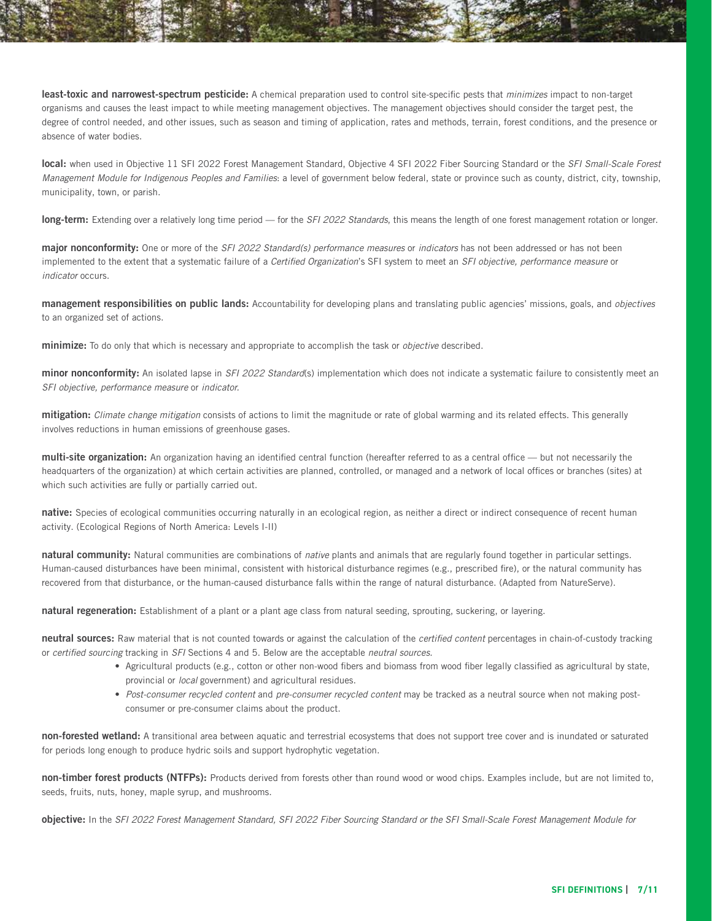**least-toxic and narrowest-spectrum pesticide:** A chemical preparation used to control site-specific pests that *minimizes* impact to non-target organisms and causes the least impact to while meeting management objectives. The management objectives should consider the target pest, the degree of control needed, and other issues, such as season and timing of application, rates and methods, terrain, forest conditions, and the presence or absence of water bodies.

**local:** when used in Objective 11 SFI 2022 Forest Management Standard, Objective 4 SFI 2022 Fiber Sourcing Standard or the *SFI Small-Scale Forest Management Module for Indigenous Peoples and Families*: a level of government below federal, state or province such as county, district, city, township, municipality, town, or parish.

**long-term:** Extending over a relatively long time period — for the *SFI 2022 Standards*, this means the length of one forest management rotation or longer.

**major nonconformity:** One or more of the *SFI 2022 Standard(s) performance measures* or *indicators* has not been addressed or has not been implemented to the extent that a systematic failure of a *Certified Organization*'s SFI system to meet an *SFI objective, performance measure* or *indicator* occurs.

**management responsibilities on public lands:** Accountability for developing plans and translating public agencies' missions, goals, and *objectives* to an organized set of actions.

**minimize:** To do only that which is necessary and appropriate to accomplish the task or *objective* described.

**minor nonconformity:** An isolated lapse in *SFI 2022 Standard*(s) implementation which does not indicate a systematic failure to consistently meet an *SFI objective, performance measure* or *indicator*.

**mitigation:** *Climate change mitigation* consists of actions to limit the magnitude or rate of global warming and its related effects. This generally involves reductions in human emissions of greenhouse gases.

**multi-site organization:** An organization having an identified central function (hereafter referred to as a central office — but not necessarily the headquarters of the organization) at which certain activities are planned, controlled, or managed and a network of local offices or branches (sites) at which such activities are fully or partially carried out.

**native:** Species of ecological communities occurring naturally in an ecological region, as neither a direct or indirect consequence of recent human activity. (Ecological Regions of North America: Levels I-II)

**natural community:** Natural communities are combinations of *native* plants and animals that are regularly found together in particular settings. Human-caused disturbances have been minimal, consistent with historical disturbance regimes (e.g., prescribed fire), or the natural community has recovered from that disturbance, or the human-caused disturbance falls within the range of natural disturbance. (Adapted from NatureServe).

**natural regeneration:** Establishment of a plant or a plant age class from natural seeding, sprouting, suckering, or layering.

**neutral sources:** Raw material that is not counted towards or against the calculation of the *certified content* percentages in chain-of-custody tracking or *certified sourcing* tracking in *SFI* Sections 4 and 5. Below are the acceptable *neutral sources.*

- Agricultural products (e.g., cotton or other non-wood fibers and biomass from wood fiber legally classified as agricultural by state, provincial or *local* government) and agricultural residues.
- *Post-consumer recycled content* and *pre-consumer recycled content* may be tracked as a neutral source when not making post-consumer or pre-consumer claims about the product.

**non-forested wetland:** A transitional area between aquatic and terrestrial ecosystems that does not support tree cover and is inundated or saturated for periods long enough to produce hydric soils and support hydrophytic vegetation.

**non-timber forest products (NTFPs):** Products derived from forests other than round wood or wood chips. Examples include, but are not limited to, seeds, fruits, nuts, honey, maple syrup, and mushrooms.

**objective:** In the *SFI 2022 Forest Management Standard, SFI 2022 Fiber Sourcing Standard or the SFI Small-Scale Forest Management Module for*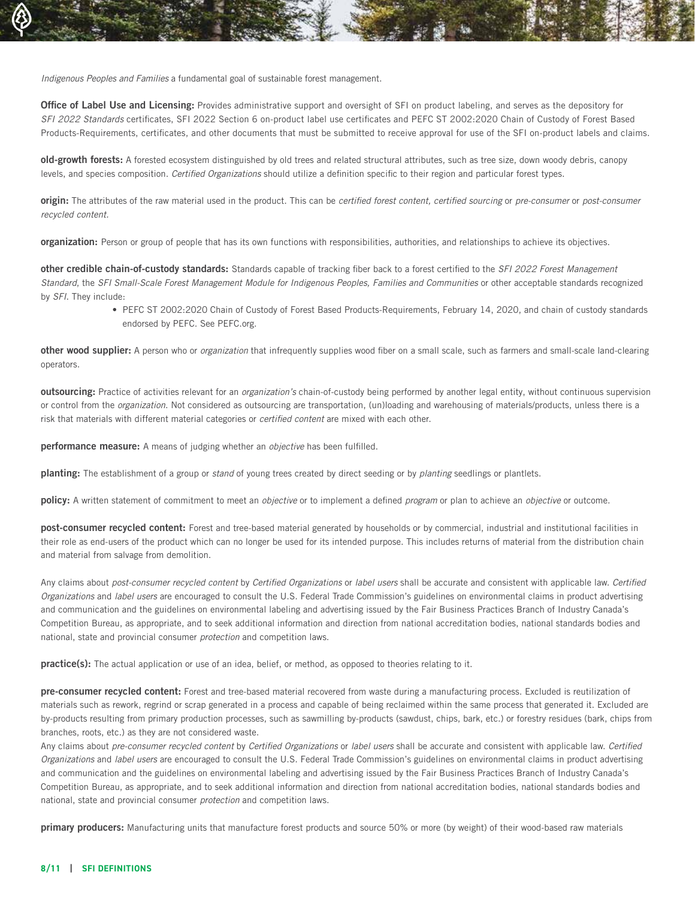*Indigenous Peoples and Families* a fundamental goal of sustainable forest management.

**Office of Label Use and Licensing:** Provides administrative support and oversight of SFI on product labeling, and serves as the depository for *SFI 2022 Standards* certificates, SFI 2022 Section 6 on-product label use certificates and PEFC ST 2002:2020 Chain of Custody of Forest Based Products-Requirements, certificates, and other documents that must be submitted to receive approval for use of the SFI on-product labels and claims.

**old-growth forests:** A forested ecosystem distinguished by old trees and related structural attributes, such as tree size, down woody debris, canopy levels, and species composition. *Certified Organizations* should utilize a definition specific to their region and particular forest types.

**origin:** The attributes of the raw material used in the product. This can be *certified forest content, certified sourcing* or *pre-consumer* or *post-consumer recycled content.*

**organization:** Person or group of people that has its own functions with responsibilities, authorities, and relationships to achieve its objectives.

**other credible chain-of-custody standards:** Standards capable of tracking fiber back to a forest certified to the *SFI 2022 Forest Management Standard*, the *SFI Small-Scale Forest Management Module for Indigenous Peoples, Families and Communities* or other acceptable standards recognized by *SFI*. They include:

- PEFC ST 2002:2020 Chain of Custody of Forest Based Products-Requirements, February 14, 2020, and chain of custody standards endorsed by PEFC. See PEFC.org.

**other wood supplier:** A person who or *organization* that infrequently supplies wood fiber on a small scale, such as farmers and small-scale land-clearing operators.

**outsourcing:** Practice of activities relevant for an *organization's* chain-of-custody being performed by another legal entity, without continuous supervision or control from the *organization*. Not considered as outsourcing are transportation, (un)loading and warehousing of materials/products, unless there is a risk that materials with different material categories or *certified content* are mixed with each other.

**performance measure:** A means of judging whether an *objective* has been fulfilled.

**planting:** The establishment of a group or *stand* of young trees created by direct seeding or by *planting* seedlings or plantlets.

**policy:** A written statement of commitment to meet an *objective* or to implement a defined *program* or plan to achieve an *objective* or outcome.

**post-consumer recycled content:** Forest and tree-based material generated by households or by commercial, industrial and institutional facilities in their role as end-users of the product which can no longer be used for its intended purpose. This includes returns of material from the distribution chain and material from salvage from demolition.

Any claims about *post-consumer recycled content* by *Certified Organizations* or *label users* shall be accurate and consistent with applicable law. *Certified Organizations* and *label users* are encouraged to consult the U.S. Federal Trade Commission's guidelines on environmental claims in product advertising and communication and the guidelines on environmental labeling and advertising issued by the Fair Business Practices Branch of Industry Canada's Competition Bureau, as appropriate, and to seek additional information and direction from national accreditation bodies, national standards bodies and national, state and provincial consumer *protection* and competition laws.

**practice(s):** The actual application or use of an idea, belief, or method, as opposed to theories relating to it.

**pre-consumer recycled content:** Forest and tree-based material recovered from waste during a manufacturing process. Excluded is reutilization of materials such as rework, regrind or scrap generated in a process and capable of being reclaimed within the same process that generated it. Excluded are by-products resulting from primary production processes, such as sawmilling by-products (sawdust, chips, bark, etc.) or forestry residues (bark, chips from branches, roots, etc.) as they are not considered waste.

Any claims about *pre-consumer recycled content* by *Certified Organizations* or *label users* shall be accurate and consistent with applicable law. *Certified Organizations* and *label users* are encouraged to consult the U.S. Federal Trade Commission's guidelines on environmental claims in product advertising and communication and the guidelines on environmental labeling and advertising issued by the Fair Business Practices Branch of Industry Canada's Competition Bureau, as appropriate, and to seek additional information and direction from national accreditation bodies, national standards bodies and national, state and provincial consumer *protection* and competition laws.

**primary producers:** Manufacturing units that manufacture forest products and source 50% or more (by weight) of their wood-based raw materials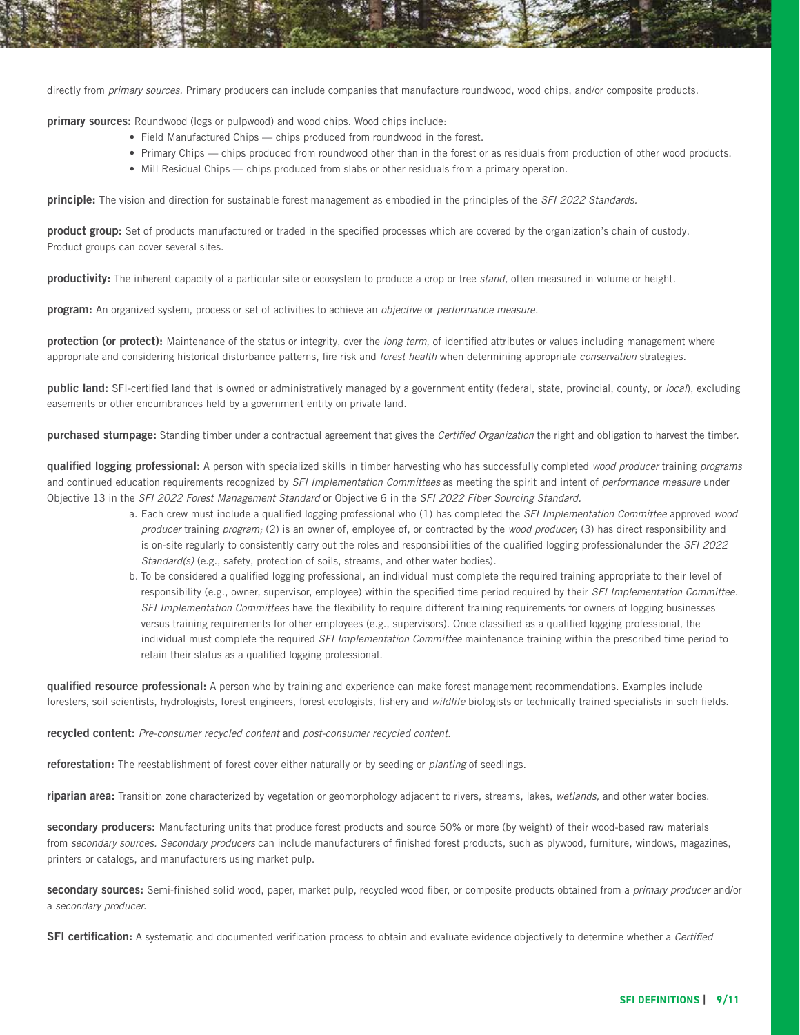directly from *primary sources.* Primary producers can include companies that manufacture roundwood, wood chips, and/or composite products.

**primary sources:** Roundwood (logs or pulpwood) and wood chips. Wood chips include:

- Field Manufactured Chips — chips produced from roundwood in the forest.
- Primary Chips — chips produced from roundwood other than in the forest or as residuals from production of other wood products.
- Mill Residual Chips — chips produced from slabs or other residuals from a primary operation.

**principle:** The vision and direction for sustainable forest management as embodied in the principles of the *SFI 2022 Standards.*

**product group:** Set of products manufactured or traded in the specified processes which are covered by the organization's chain of custody. Product groups can cover several sites.

**productivity:** The inherent capacity of a particular site or ecosystem to produce a crop or tree *stand,* often measured in volume or height.

**program:** An organized system, process or set of activities to achieve an *objective* or *performance measure.*

**protection (or protect):** Maintenance of the status or integrity, over the *long term,* of identified attributes or values including management where appropriate and considering historical disturbance patterns, fire risk and *forest health* when determining appropriate *conservation* strategies.

**public land:** SFI-certified land that is owned or administratively managed by a government entity (federal, state, provincial, county, or *local*), excluding easements or other encumbrances held by a government entity on private land.

**purchased stumpage:** Standing timber under a contractual agreement that gives the *Certified Organization* the right and obligation to harvest the timber.

**qualified logging professional:** A person with specialized skills in timber harvesting who has successfully completed *wood producer* training *programs* and continued education requirements recognized by *SFI Implementation Committees* as meeting the spirit and intent of *performance measure* under Objective 13 in the *SFI 2022 Forest Management Standard* or Objective 6 in the *SFI 2022 Fiber Sourcing Standard.*

a. Each crew must include a qualified logging professional who (1) has completed the *SFI Implementation Committee* approved *wood producer* training *program;* (2) is an owner of, employee of, or contracted by the *wood producer*; (3) has direct responsibility and is on-site regularly to consistently carry out the roles and responsibilities of the qualified logging professionalunder the *SFI 2022 Standard(s)* (e.g., safety, protection of soils, streams, and other water bodies).

b. To be considered a qualified logging professional, an individual must complete the required training appropriate to their level of responsibility (e.g., owner, supervisor, employee) within the specified time period required by their *SFI Implementation Committee. SFI Implementation Committees* have the flexibility to require different training requirements for owners of logging businesses versus training requirements for other employees (e.g., supervisors). Once classified as a qualified logging professional, the individual must complete the required *SFI Implementation Committee* maintenance training within the prescribed time period to retain their status as a qualified logging professional.

**qualified resource professional:** A person who by training and experience can make forest management recommendations. Examples include foresters, soil scientists, hydrologists, forest engineers, forest ecologists, fishery and *wildlife* biologists or technically trained specialists in such fields.

**recycled content:** *Pre-consumer recycled content* and *post-consumer recycled content.*

**reforestation:** The reestablishment of forest cover either naturally or by seeding or *planting* of seedlings.

**riparian area:** Transition zone characterized by vegetation or geomorphology adjacent to rivers, streams, lakes, *wetlands,* and other water bodies.

**secondary producers:** Manufacturing units that produce forest products and source 50% or more (by weight) of their wood-based raw materials from *secondary sources. Secondary producers* can include manufacturers of finished forest products, such as plywood, furniture, windows, magazines, printers or catalogs, and manufacturers using market pulp.

**secondary sources:** Semi-finished solid wood, paper, market pulp, recycled wood fiber, or composite products obtained from a *primary producer* and/or a *secondary producer.*

**SFI certification:** A systematic and documented verification process to obtain and evaluate evidence objectively to determine whether a *Certified*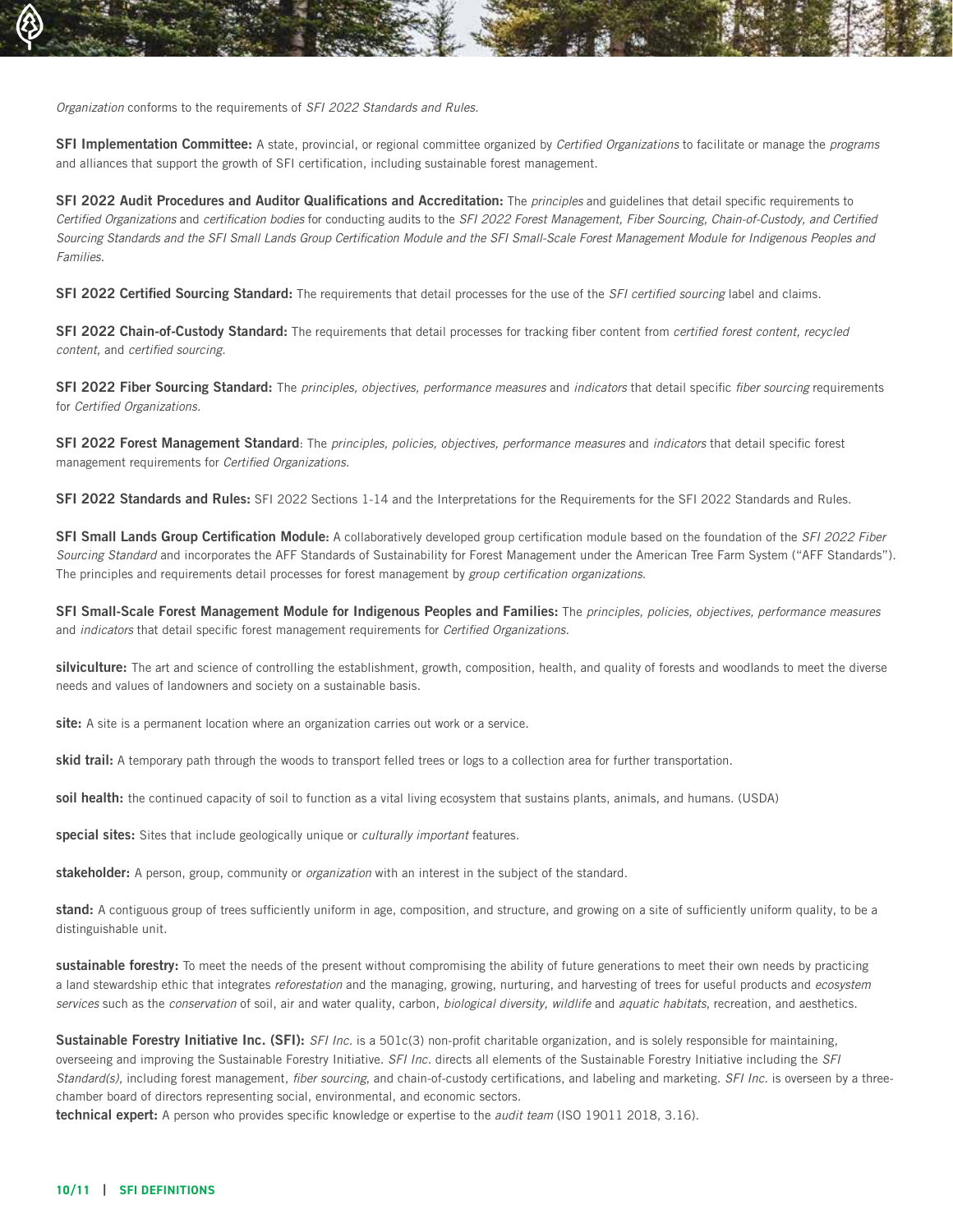*Organization* conforms to the requirements of *SFI 2022 Standards and Rules.*

**SFI Implementation Committee:** A state, provincial, or regional committee organized by *Certified Organizations* to facilitate or manage the *programs* and alliances that support the growth of SFI certification, including sustainable forest management.

**SFI 2022 Audit Procedures and Auditor Qualifications and Accreditation:** The *principles* and guidelines that detail specific requirements to *Certified Organizations* and *certification bodies* for conducting audits to the *SFI 2022 Forest Management, Fiber Sourcing, Chain-of-Custody, and Certified Sourcing Standards and the SFI Small Lands Group Certification Module and the SFI Small-Scale Forest Management Module for Indigenous Peoples and Families.*

**SFI 2022 Certified Sourcing Standard:** The requirements that detail processes for the use of the *SFI certified sourcing* label and claims.

**SFI 2022 Chain-of-Custody Standard:** The requirements that detail processes for tracking fiber content from *certified forest content, recycled content,* and *certified sourcing.*

**SFI 2022 Fiber Sourcing Standard:** The *principles, objectives, performance measures* and *indicators* that detail specific *fiber sourcing* requirements for *Certified Organizations.*

**SFI 2022 Forest Management Standard**: The *principles, policies, objectives, performance measures* and *indicators* that detail specific forest management requirements for *Certified Organizations.*

**SFI 2022 Standards and Rules:** SFI 2022 Sections 1-14 and the Interpretations for the Requirements for the SFI 2022 Standards and Rules.

**SFI Small Lands Group Certification Module:** A collaboratively developed group certification module based on the foundation of the *SFI 2022 Fiber Sourcing Standard* and incorporates the AFF Standards of Sustainability for Forest Management under the American Tree Farm System ("AFF Standards"). The principles and requirements detail processes for forest management by *group certification organizations.*

**SFI Small-Scale Forest Management Module for Indigenous Peoples and Families:** The *principles, policies, objectives, performance measures* and *indicators* that detail specific forest management requirements for *Certified Organizations.*

**silviculture:** The art and science of controlling the establishment, growth, composition, health, and quality of forests and woodlands to meet the diverse needs and values of landowners and society on a sustainable basis.

**site:** A site is a permanent location where an organization carries out work or a service.

**skid trail:** A temporary path through the woods to transport felled trees or logs to a collection area for further transportation.

**soil health:** the continued capacity of soil to function as a vital living ecosystem that sustains plants, animals, and humans. (USDA)

**special sites:** Sites that include geologically unique or *culturally important* features.

**stakeholder:** A person, group, community or *organization* with an interest in the subject of the standard.

**stand:** A contiguous group of trees sufficiently uniform in age, composition, and structure, and growing on a site of sufficiently uniform quality, to be a distinguishable unit.

**sustainable forestry:** To meet the needs of the present without compromising the ability of future generations to meet their own needs by practicing a land stewardship ethic that integrates *reforestation* and the managing, growing, nurturing, and harvesting of trees for useful products and *ecosystem services* such as the *conservation* of soil, air and water quality, carbon, *biological diversity, wildlife* and *aquatic habitats*, recreation, and aesthetics.

**Sustainable Forestry Initiative Inc. (SFI):** *SFI Inc.* is a 501c(3) non-profit charitable organization, and is solely responsible for maintaining, overseeing and improving the Sustainable Forestry Initiative. *SFI Inc.* directs all elements of the Sustainable Forestry Initiative including the *SFI Standard(s)*, including forest management, *fiber sourcing,* and chain-of-custody certifications, and labeling and marketing. *SFI Inc.* is overseen by a three-chamber board of directors representing social, environmental, and economic sectors.

**technical expert:** A person who provides specific knowledge or expertise to the *audit team* (ISO 19011 2018, 3.16).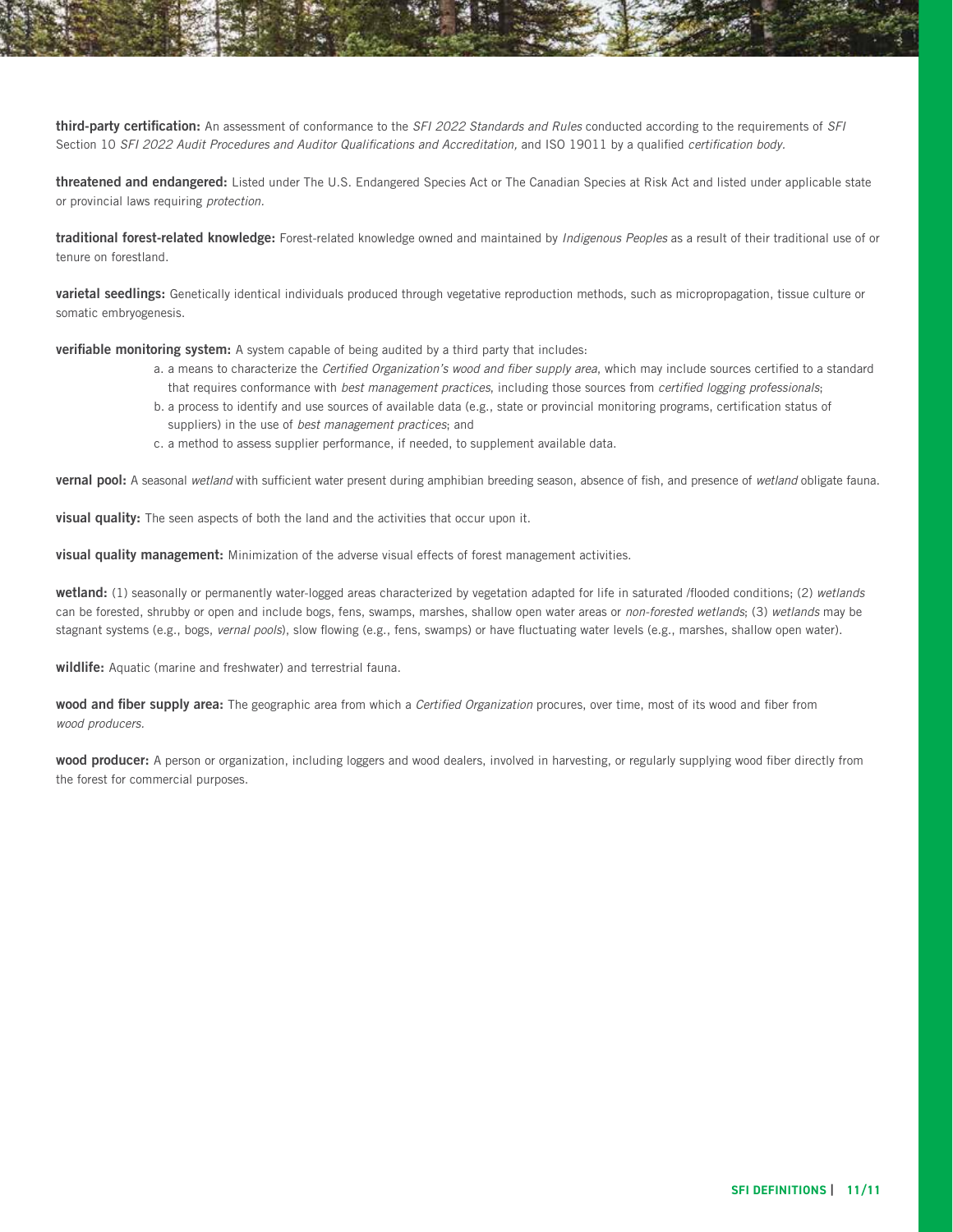**third-party certification:** An assessment of conformance to the *SFI 2022 Standards and Rules* conducted according to the requirements of *SFI* Section 10 *SFI 2022 Audit Procedures and Auditor Qualifications and Accreditation,* and ISO 19011 by a qualified *certification body.*

**threatened and endangered:** Listed under The U.S. Endangered Species Act or The Canadian Species at Risk Act and listed under applicable state or provincial laws requiring *protection.*

**traditional forest-related knowledge:** Forest-related knowledge owned and maintained by *Indigenous Peoples* as a result of their traditional use of or tenure on forestland.

**varietal seedlings:** Genetically identical individuals produced through vegetative reproduction methods, such as micropropagation, tissue culture or somatic embryogenesis.

**verifiable monitoring system:** A system capable of being audited by a third party that includes:

a. a means to characterize the *Certified Organization's wood and fiber supply area*, which may include sources certified to a standard that requires conformance with *best management practices*, including those sources from *certified logging professionals*;
b. a process to identify and use sources of available data (e.g., state or provincial monitoring programs, certification status of suppliers) in the use of *best management practices*; and
c. a method to assess supplier performance, if needed, to supplement available data.

**vernal pool:** A seasonal *wetland* with sufficient water present during amphibian breeding season, absence of fish, and presence of *wetland* obligate fauna.

**visual quality:** The seen aspects of both the land and the activities that occur upon it.

**visual quality management:** Minimization of the adverse visual effects of forest management activities.

**wetland:** (1) seasonally or permanently water-logged areas characterized by vegetation adapted for life in saturated /flooded conditions; (2) *wetlands* can be forested, shrubby or open and include bogs, fens, swamps, marshes, shallow open water areas or *non-forested wetlands*; (3) *wetlands* may be stagnant systems (e.g., bogs, *vernal pools*), slow flowing (e.g., fens, swamps) or have fluctuating water levels (e.g., marshes, shallow open water).

**wildlife:** Aquatic (marine and freshwater) and terrestrial fauna.

**wood and fiber supply area:** The geographic area from which a *Certified Organization* procures, over time, most of its wood and fiber from *wood producers.*

**wood producer:** A person or organization, including loggers and wood dealers, involved in harvesting, or regularly supplying wood fiber directly from the forest for commercial purposes.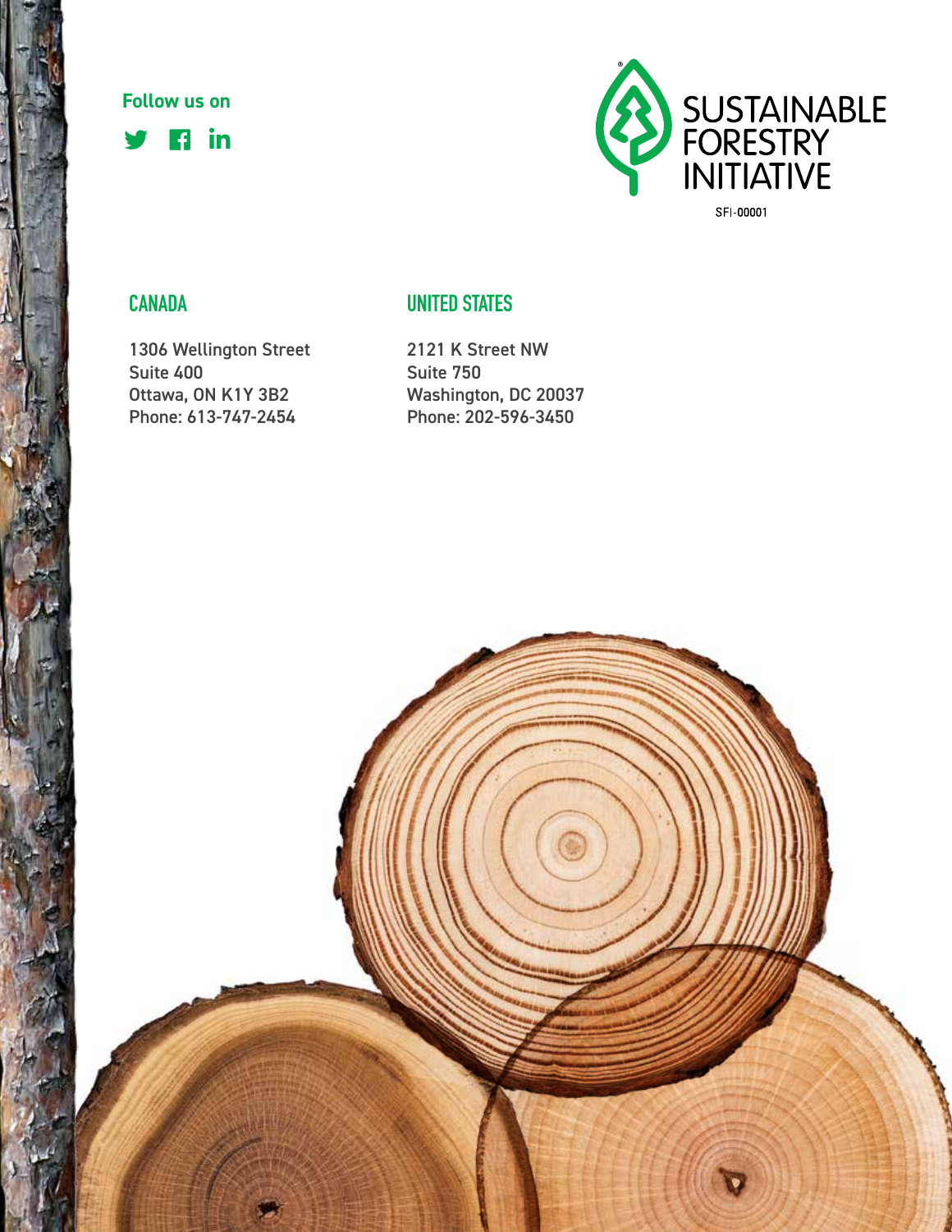Follow us on

SUSTAINABLE FORESTRY INITIATIVE

SFI-00001

## CANADA

1306 Wellington Street
Suite 400
Ottawa, ON K1Y 3B2
Phone: 613-747-2454

## UNITED STATES

2121 K Street NW
Suite 750
Washington, DC 20037
Phone: 202-596-3450